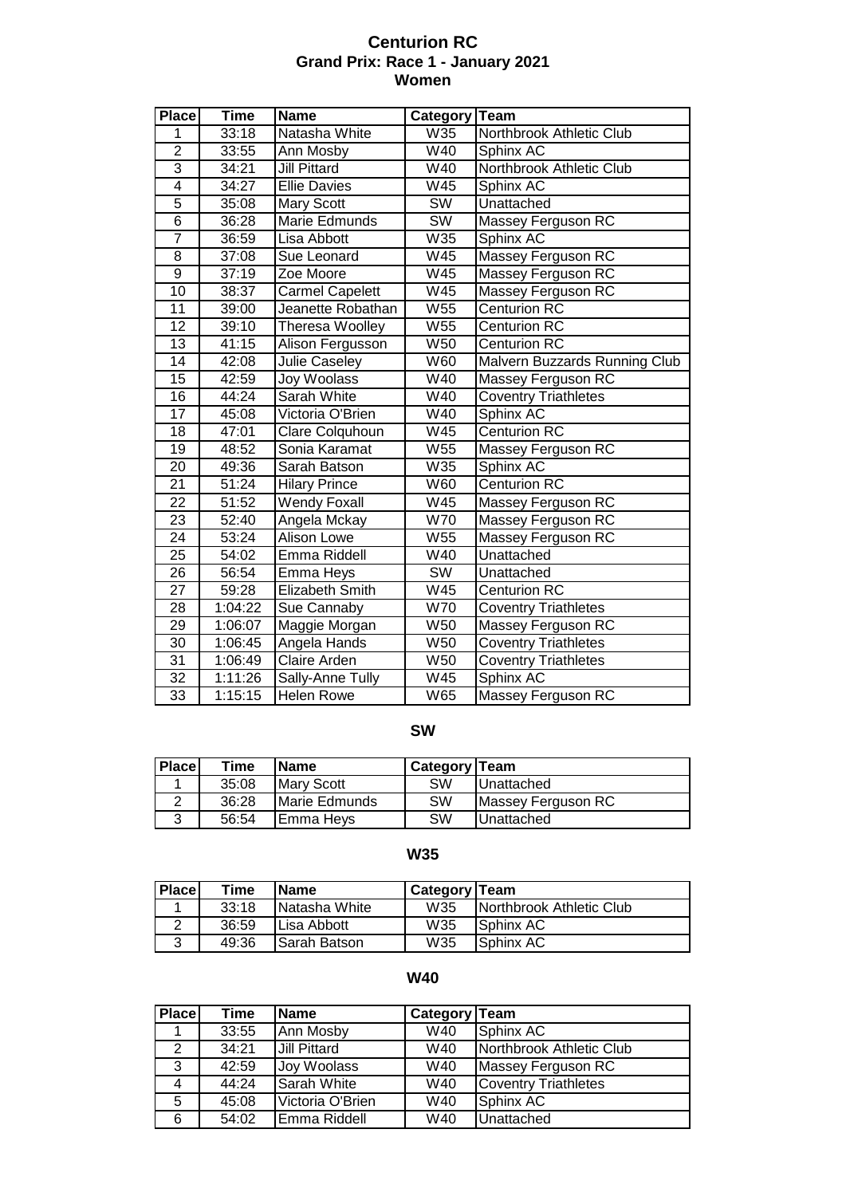# Centurion RC

## Grand Prix: Race 1 - January 2021

## Women

| Place | Time | Name | Category | Team |
|---|---|---|---|---|
| 1 | 33:18 | Natasha White | W35 | Northbrook Athletic Club |
| 2 | 33:55 | Ann Mosby | W40 | Sphinx AC |
| 3 | 34:21 | Jill Pittard | W40 | Northbrook Athletic Club |
| 4 | 34:27 | Ellie Davies | W45 | Sphinx AC |
| 5 | 35:08 | Mary Scott | SW | Unattached |
| 6 | 36:28 | Marie Edmunds | SW | Massey Ferguson RC |
| 7 | 36:59 | Lisa Abbott | W35 | Sphinx AC |
| 8 | 37:08 | Sue Leonard | W45 | Massey Ferguson RC |
| 9 | 37:19 | Zoe Moore | W45 | Massey Ferguson RC |
| 10 | 38:37 | Carmel Capelett | W45 | Massey Ferguson RC |
| 11 | 39:00 | Jeanette Robathan | W55 | Centurion RC |
| 12 | 39:10 | Theresa Woolley | W55 | Centurion RC |
| 13 | 41:15 | Alison Fergusson | W50 | Centurion RC |
| 14 | 42:08 | Julie Caseley | W60 | Malvern Buzzards Running Club |
| 15 | 42:59 | Joy Woolass | W40 | Massey Ferguson RC |
| 16 | 44:24 | Sarah White | W40 | Coventry Triathletes |
| 17 | 45:08 | Victoria O'Brien | W40 | Sphinx AC |
| 18 | 47:01 | Clare Colquhoun | W45 | Centurion RC |
| 19 | 48:52 | Sonia Karamat | W55 | Massey Ferguson RC |
| 20 | 49:36 | Sarah Batson | W35 | Sphinx AC |
| 21 | 51:24 | Hilary Prince | W60 | Centurion RC |
| 22 | 51:52 | Wendy Foxall | W45 | Massey Ferguson RC |
| 23 | 52:40 | Angela Mckay | W70 | Massey Ferguson RC |
| 24 | 53:24 | Alison Lowe | W55 | Massey Ferguson RC |
| 25 | 54:02 | Emma Riddell | W40 | Unattached |
| 26 | 56:54 | Emma Heys | SW | Unattached |
| 27 | 59:28 | Elizabeth Smith | W45 | Centurion RC |
| 28 | 1:04:22 | Sue Cannaby | W70 | Coventry Triathletes |
| 29 | 1:06:07 | Maggie Morgan | W50 | Massey Ferguson RC |
| 30 | 1:06:45 | Angela Hands | W50 | Coventry Triathletes |
| 31 | 1:06:49 | Claire Arden | W50 | Coventry Triathletes |
| 32 | 1:11:26 | Sally-Anne Tully | W45 | Sphinx AC |
| 33 | 1:15:15 | Helen Rowe | W65 | Massey Ferguson RC |

### SW

| Place | Time | Name | Category | Team |
|---|---|---|---|---|
| 1 | 35:08 | Mary Scott | SW | Unattached |
| 2 | 36:28 | Marie Edmunds | SW | Massey Ferguson RC |
| 3 | 56:54 | Emma Heys | SW | Unattached |

### W35

| Place | Time | Name | Category | Team |
|---|---|---|---|---|
| 1 | 33:18 | Natasha White | W35 | Northbrook Athletic Club |
| 2 | 36:59 | Lisa Abbott | W35 | Sphinx AC |
| 3 | 49:36 | Sarah Batson | W35 | Sphinx AC |

### W40

| Place | Time | Name | Category | Team |
|---|---|---|---|---|
| 1 | 33:55 | Ann Mosby | W40 | Sphinx AC |
| 2 | 34:21 | Jill Pittard | W40 | Northbrook Athletic Club |
| 3 | 42:59 | Joy Woolass | W40 | Massey Ferguson RC |
| 4 | 44:24 | Sarah White | W40 | Coventry Triathletes |
| 5 | 45:08 | Victoria O'Brien | W40 | Sphinx AC |
| 6 | 54:02 | Emma Riddell | W40 | Unattached |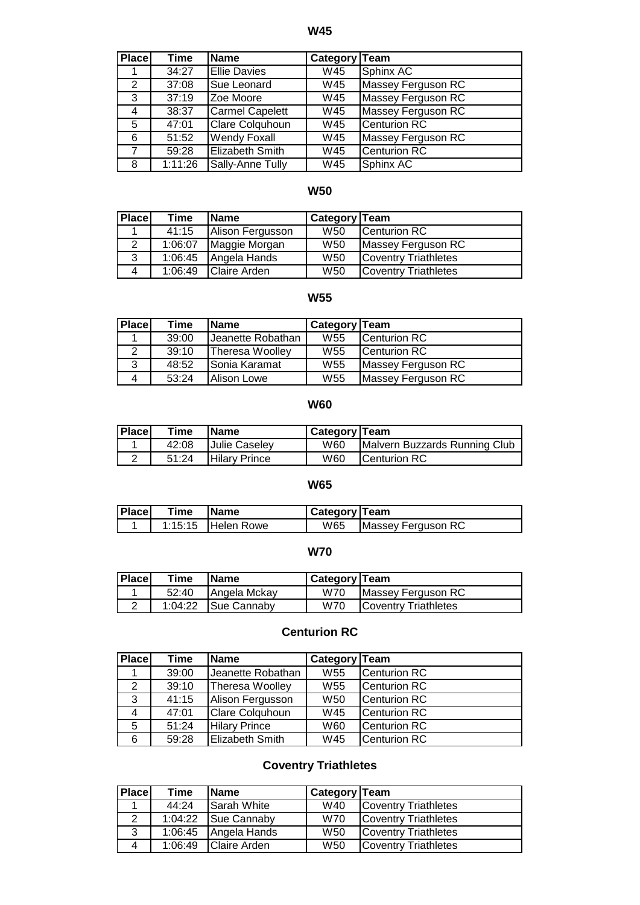## W45

| Place | Time | Name | Category | Team |
| --- | --- | --- | --- | --- |
| 1 | 34:27 | Ellie Davies | W45 | Sphinx AC |
| 2 | 37:08 | Sue Leonard | W45 | Massey Ferguson RC |
| 3 | 37:19 | Zoe Moore | W45 | Massey Ferguson RC |
| 4 | 38:37 | Carmel Capelett | W45 | Massey Ferguson RC |
| 5 | 47:01 | Clare Colquhoun | W45 | Centurion RC |
| 6 | 51:52 | Wendy Foxall | W45 | Massey Ferguson RC |
| 7 | 59:28 | Elizabeth Smith | W45 | Centurion RC |
| 8 | 1:11:26 | Sally-Anne Tully | W45 | Sphinx AC |

## W50

| Place | Time | Name | Category | Team |
| --- | --- | --- | --- | --- |
| 1 | 41:15 | Alison Fergusson | W50 | Centurion RC |
| 2 | 1:06:07 | Maggie Morgan | W50 | Massey Ferguson RC |
| 3 | 1:06:45 | Angela Hands | W50 | Coventry Triathletes |
| 4 | 1:06:49 | Claire Arden | W50 | Coventry Triathletes |

## W55

| Place | Time | Name | Category | Team |
| --- | --- | --- | --- | --- |
| 1 | 39:00 | Jeanette Robathan | W55 | Centurion RC |
| 2 | 39:10 | Theresa Woolley | W55 | Centurion RC |
| 3 | 48:52 | Sonia Karamat | W55 | Massey Ferguson RC |
| 4 | 53:24 | Alison Lowe | W55 | Massey Ferguson RC |

## W60

| Place | Time | Name | Category | Team |
| --- | --- | --- | --- | --- |
| 1 | 42:08 | Julie Caseley | W60 | Malvern Buzzards Running Club |
| 2 | 51:24 | Hilary Prince | W60 | Centurion RC |

## W65

| Place | Time | Name | Category | Team |
| --- | --- | --- | --- | --- |
| 1 | 1:15:15 | Helen Rowe | W65 | Massey Ferguson RC |

## W70

| Place | Time | Name | Category | Team |
| --- | --- | --- | --- | --- |
| 1 | 52:40 | Angela Mckay | W70 | Massey Ferguson RC |
| 2 | 1:04:22 | Sue Cannaby | W70 | Coventry Triathletes |

## Centurion RC

| Place | Time | Name | Category | Team |
| --- | --- | --- | --- | --- |
| 1 | 39:00 | Jeanette Robathan | W55 | Centurion RC |
| 2 | 39:10 | Theresa Woolley | W55 | Centurion RC |
| 3 | 41:15 | Alison Fergusson | W50 | Centurion RC |
| 4 | 47:01 | Clare Colquhoun | W45 | Centurion RC |
| 5 | 51:24 | Hilary Prince | W60 | Centurion RC |
| 6 | 59:28 | Elizabeth Smith | W45 | Centurion RC |

## Coventry Triathletes

| Place | Time | Name | Category | Team |
| --- | --- | --- | --- | --- |
| 1 | 44:24 | Sarah White | W40 | Coventry Triathletes |
| 2 | 1:04:22 | Sue Cannaby | W70 | Coventry Triathletes |
| 3 | 1:06:45 | Angela Hands | W50 | Coventry Triathletes |
| 4 | 1:06:49 | Claire Arden | W50 | Coventry Triathletes |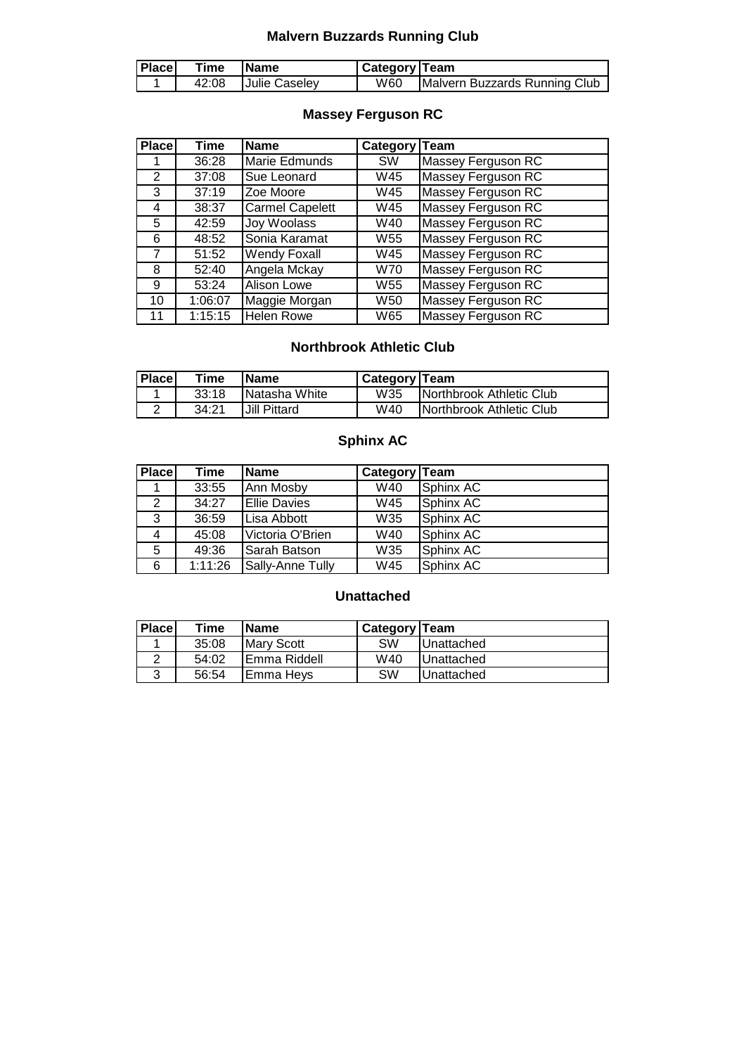### Malvern Buzzards Running Club

| Place | Time | Name | Category | Team |
|---|---|---|---|---|
| 1 | 42:08 | Julie Caseley | W60 | Malvern Buzzards Running Club |

### Massey Ferguson RC

| Place | Time | Name | Category | Team |
|---|---|---|---|---|
| 1 | 36:28 | Marie Edmunds | SW | Massey Ferguson RC |
| 2 | 37:08 | Sue Leonard | W45 | Massey Ferguson RC |
| 3 | 37:19 | Zoe Moore | W45 | Massey Ferguson RC |
| 4 | 38:37 | Carmel Capelett | W45 | Massey Ferguson RC |
| 5 | 42:59 | Joy Woolass | W40 | Massey Ferguson RC |
| 6 | 48:52 | Sonia Karamat | W55 | Massey Ferguson RC |
| 7 | 51:52 | Wendy Foxall | W45 | Massey Ferguson RC |
| 8 | 52:40 | Angela Mckay | W70 | Massey Ferguson RC |
| 9 | 53:24 | Alison Lowe | W55 | Massey Ferguson RC |
| 10 | 1:06:07 | Maggie Morgan | W50 | Massey Ferguson RC |
| 11 | 1:15:15 | Helen Rowe | W65 | Massey Ferguson RC |

### Northbrook Athletic Club

| Place | Time | Name | Category | Team |
|---|---|---|---|---|
| 1 | 33:18 | Natasha White | W35 | Northbrook Athletic Club |
| 2 | 34:21 | Jill Pittard | W40 | Northbrook Athletic Club |

### Sphinx AC

| Place | Time | Name | Category | Team |
|---|---|---|---|---|
| 1 | 33:55 | Ann Mosby | W40 | Sphinx AC |
| 2 | 34:27 | Ellie Davies | W45 | Sphinx AC |
| 3 | 36:59 | Lisa Abbott | W35 | Sphinx AC |
| 4 | 45:08 | Victoria O'Brien | W40 | Sphinx AC |
| 5 | 49:36 | Sarah Batson | W35 | Sphinx AC |
| 6 | 1:11:26 | Sally-Anne Tully | W45 | Sphinx AC |

### Unattached

| Place | Time | Name | Category | Team |
|---|---|---|---|---|
| 1 | 35:08 | Mary Scott | SW | Unattached |
| 2 | 54:02 | Emma Riddell | W40 | Unattached |
| 3 | 56:54 | Emma Heys | SW | Unattached |